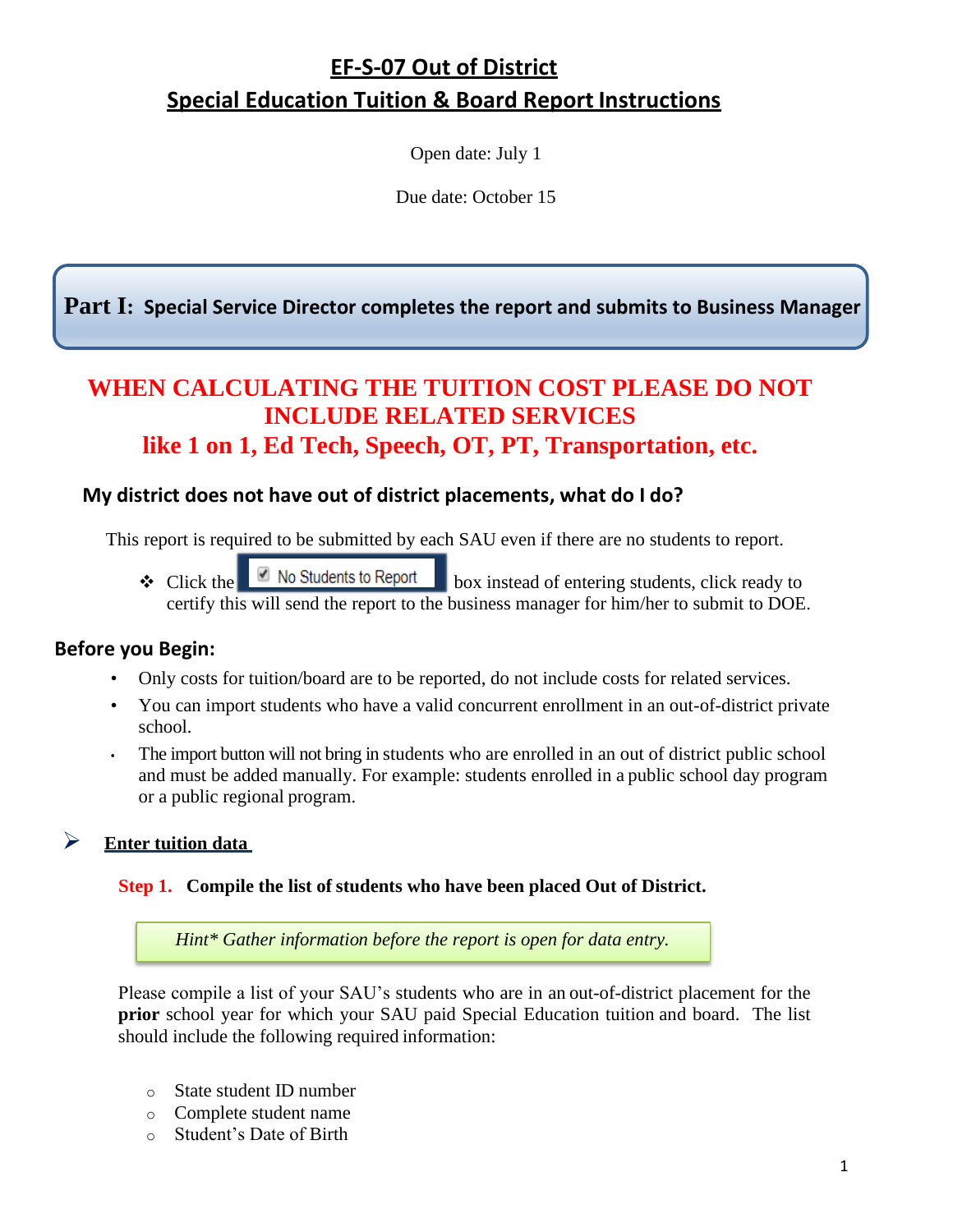# EF-S-07 Out of District
# Special Education Tuition & Board Report Instructions

Open date: July 1

Due date: October 15

## Part I: Special Service Director completes the report and submits to Business Manager

**WHEN CALCULATING THE TUITION COST PLEASE DO NOT INCLUDE RELATED SERVICES**
**like 1 on 1, Ed Tech, Speech, OT, PT, Transportation, etc.**

### My district does not have out of district placements, what do I do?

This report is required to be submitted by each SAU even if there are no students to report.

- Click the ☑ No Students to Report box instead of entering students, click ready to certify this will send the report to the business manager for him/her to submit to DOE.

### Before you Begin:

- Only costs for tuition/board are to be reported, do not include costs for related services.
- You can import students who have a valid concurrent enrollment in an out-of-district private school.
- The import button will not bring in students who are enrolled in an out of district public school and must be added manually. For example: students enrolled in a public school day program or a public regional program.

➢ **Enter tuition data**

**Step 1. Compile the list of students who have been placed Out of District.**

*Hint\* Gather information before the report is open for data entry.*

Please compile a list of your SAU's students who are in an out-of-district placement for the **prior** school year for which your SAU paid Special Education tuition and board. The list should include the following required information:

- State student ID number
- Complete student name
- Student's Date of Birth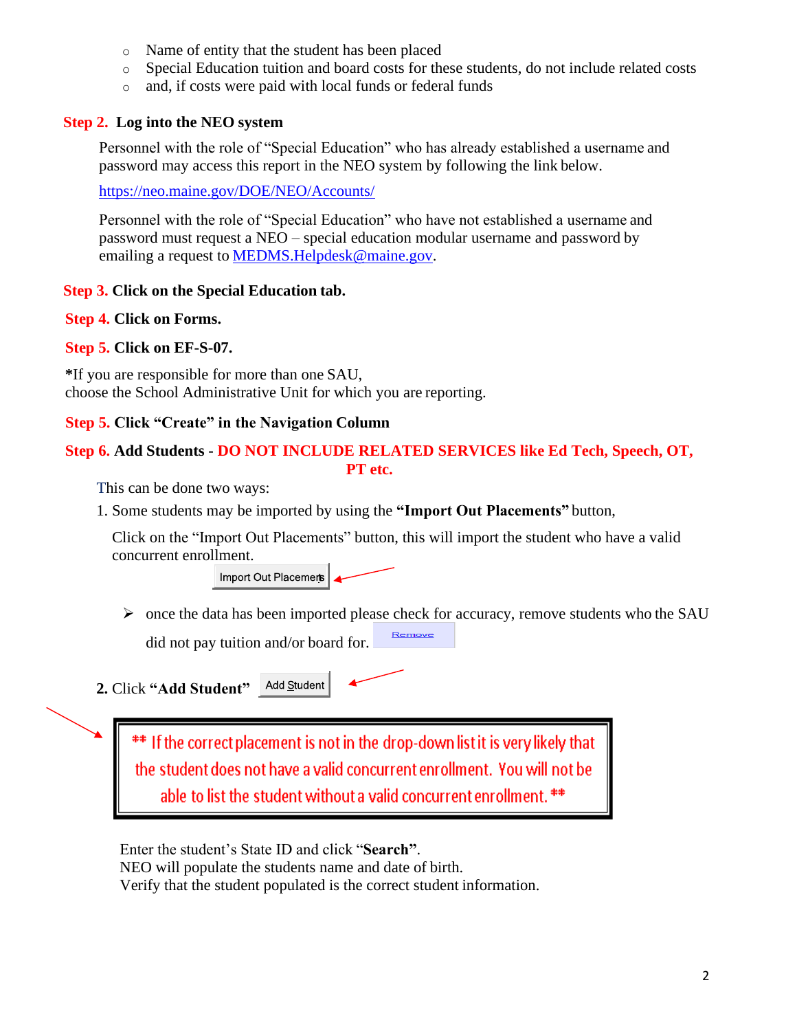- Name of entity that the student has been placed
- Special Education tuition and board costs for these students, do not include related costs
- and, if costs were paid with local funds or federal funds

**Step 2. Log into the NEO system**

Personnel with the role of "Special Education" who has already established a username and password may access this report in the NEO system by following the link below.

https://neo.maine.gov/DOE/NEO/Accounts/

Personnel with the role of "Special Education" who have not established a username and password must request a NEO – special education modular username and password by emailing a request to MEDMS.Helpdesk@maine.gov.

**Step 3. Click on the Special Education tab.**

**Step 4. Click on Forms.**

**Step 5. Click on EF-S-07.**

***If you are responsible for more than one SAU,**
choose the School Administrative Unit for which you are reporting.

**Step 5. Click "Create" in the Navigation Column**

**Step 6. Add Students - DO NOT INCLUDE RELATED SERVICES like Ed Tech, Speech, OT, PT etc.**

This can be done two ways:

1. Some students may be imported by using the **"Import Out Placements"** button,

   Click on the "Import Out Placements" button, this will import the student who have a valid concurrent enrollment.

   Import Out Placements

   - once the data has been imported please check for accuracy, remove students who the SAU did not pay tuition and/or board for. Remove

2. Click **"Add Student"** Add Student

> ** If the correct placement is not in the drop-down list it is very likely that the student does not have a valid concurrent enrollment. You will not be able to list the student without a valid concurrent enrollment. **

Enter the student's State ID and click "**Search**".
NEO will populate the students name and date of birth.
Verify that the student populated is the correct student information.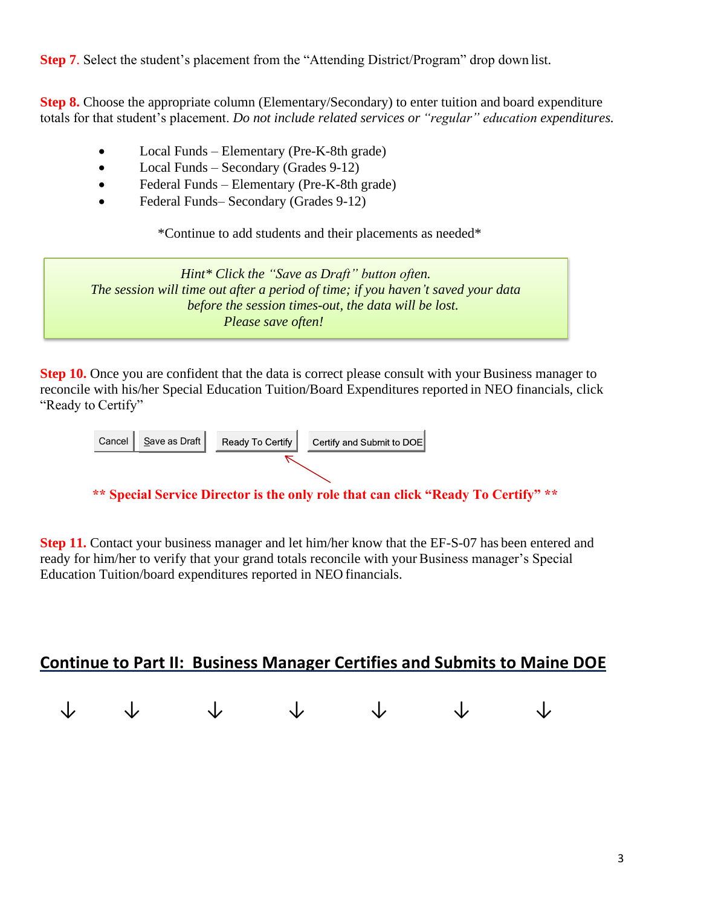**Step 7**. Select the student's placement from the "Attending District/Program" drop down list.

**Step 8.** Choose the appropriate column (Elementary/Secondary) to enter tuition and board expenditure totals for that student's placement. *Do not include related services or "regular" education expenditures.*

- Local Funds – Elementary (Pre-K-8th grade)
- Local Funds – Secondary (Grades 9-12)
- Federal Funds – Elementary (Pre-K-8th grade)
- Federal Funds– Secondary (Grades 9-12)

*Continue to add students and their placements as needed*

> *Hint* Click the "Save as Draft" button often.*
> *The session will time out after a period of time; if you haven't saved your data before the session times-out, the data will be lost.*
> *Please save often!*

**Step 10.** Once you are confident that the data is correct please consult with your Business manager to reconcile with his/her Special Education Tuition/Board Expenditures reported in NEO financials, click "Ready to Certify"

Cancel | Save as Draft | Ready To Certify | Certify and Submit to DOE

**** Special Service Director is the only role that can click "Ready To Certify" ****

**Step 11.** Contact your business manager and let him/her know that the EF-S-07 has been entered and ready for him/her to verify that your grand totals reconcile with your Business manager's Special Education Tuition/board expenditures reported in NEO financials.

## Continue to Part II: Business Manager Certifies and Submits to Maine DOE

↓ ↓ ↓ ↓ ↓ ↓ ↓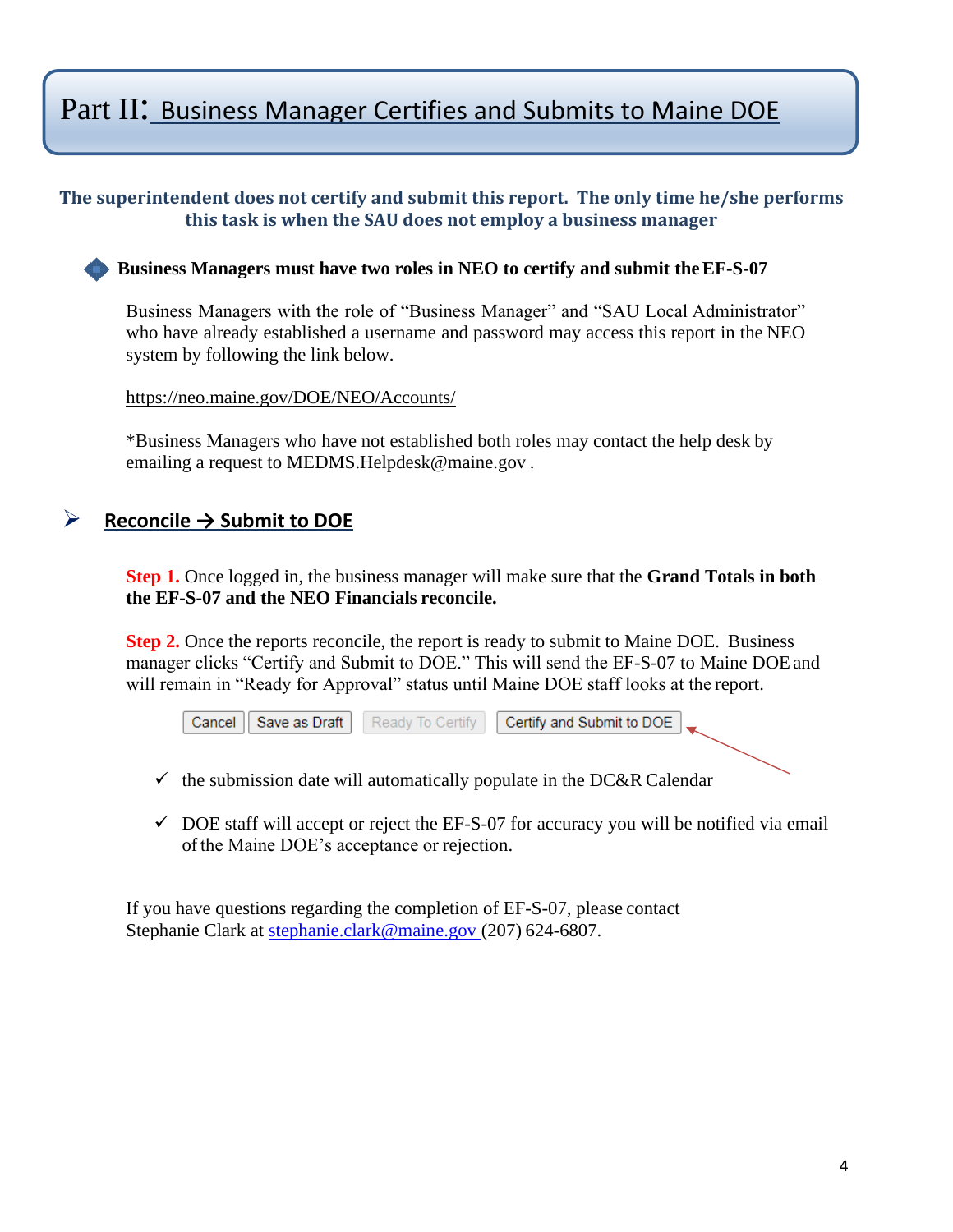# Part II: Business Manager Certifies and Submits to Maine DOE

**The superintendent does not certify and submit this report. The only time he/she performs this task is when the SAU does not employ a business manager**

- **Business Managers must have two roles in NEO to certify and submit the EF-S-07**

  Business Managers with the role of "Business Manager" and "SAU Local Administrator" who have already established a username and password may access this report in the NEO system by following the link below.

  https://neo.maine.gov/DOE/NEO/Accounts/

  *Business Managers who have not established both roles may contact the help desk by emailing a request to MEDMS.Helpdesk@maine.gov .

## Reconcile → Submit to DOE

**Step 1.** Once logged in, the business manager will make sure that the **Grand Totals in both the EF-S-07 and the NEO Financials reconcile.**

**Step 2.** Once the reports reconcile, the report is ready to submit to Maine DOE. Business manager clicks "Certify and Submit to DOE." This will send the EF-S-07 to Maine DOE and will remain in "Ready for Approval" status until Maine DOE staff looks at the report.

Cancel | Save as Draft | Ready To Certify | Certify and Submit to DOE

- ✓ the submission date will automatically populate in the DC&R Calendar
- ✓ DOE staff will accept or reject the EF-S-07 for accuracy you will be notified via email of the Maine DOE's acceptance or rejection.

If you have questions regarding the completion of EF-S-07, please contact Stephanie Clark at stephanie.clark@maine.gov (207) 624-6807.